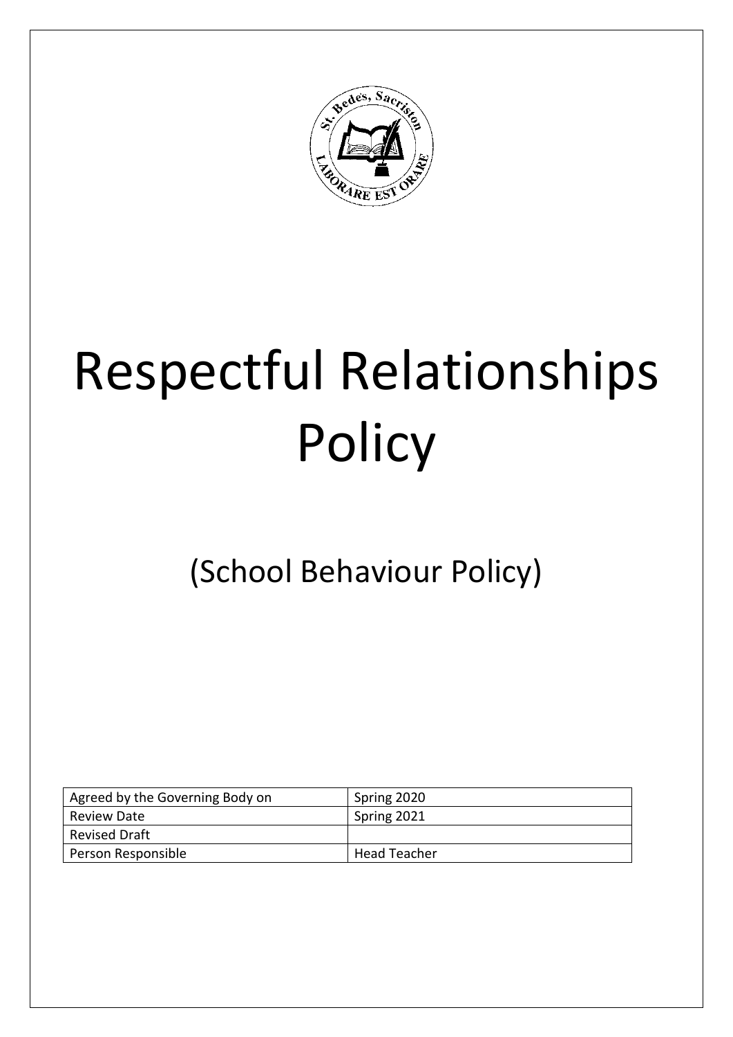# Respectful Relationships Policy

## (School Behaviour Policy)

| Agreed by the Governing Body on | Spring 2020 |
| --- | --- |
| Review Date | Spring 2021 |
| Revised Draft | |
| Person Responsible | Head Teacher |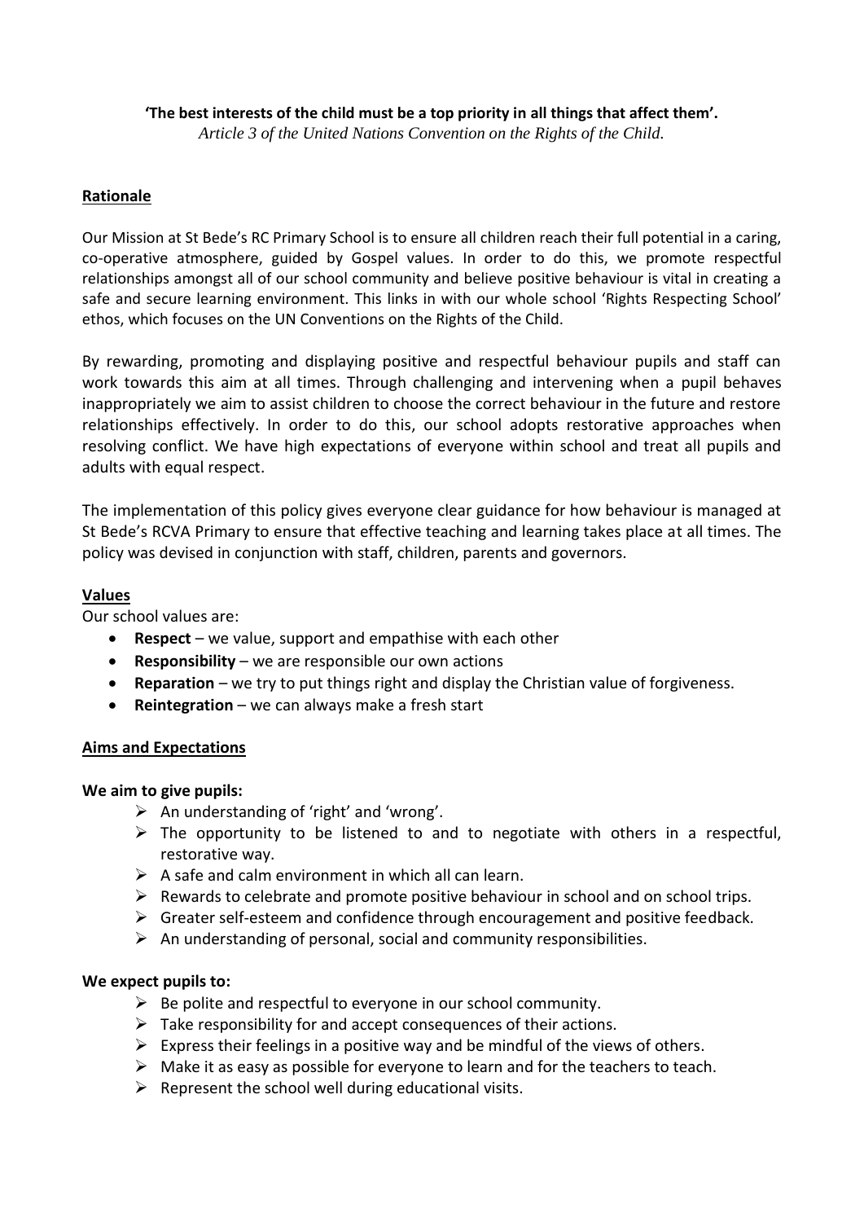**'The best interests of the child must be a top priority in all things that affect them'.**
*Article 3 of the United Nations Convention on the Rights of the Child.*

## Rationale

Our Mission at St Bede's RC Primary School is to ensure all children reach their full potential in a caring, co-operative atmosphere, guided by Gospel values. In order to do this, we promote respectful relationships amongst all of our school community and believe positive behaviour is vital in creating a safe and secure learning environment. This links in with our whole school 'Rights Respecting School' ethos, which focuses on the UN Conventions on the Rights of the Child.

By rewarding, promoting and displaying positive and respectful behaviour pupils and staff can work towards this aim at all times. Through challenging and intervening when a pupil behaves inappropriately we aim to assist children to choose the correct behaviour in the future and restore relationships effectively. In order to do this, our school adopts restorative approaches when resolving conflict. We have high expectations of everyone within school and treat all pupils and adults with equal respect.

The implementation of this policy gives everyone clear guidance for how behaviour is managed at St Bede's RCVA Primary to ensure that effective teaching and learning takes place at all times. The policy was devised in conjunction with staff, children, parents and governors.

## Values

Our school values are:

- **Respect** – we value, support and empathise with each other
- **Responsibility** – we are responsible our own actions
- **Reparation** – we try to put things right and display the Christian value of forgiveness.
- **Reintegration** – we can always make a fresh start

## Aims and Expectations

**We aim to give pupils:**

- An understanding of 'right' and 'wrong'.
- The opportunity to be listened to and to negotiate with others in a respectful, restorative way.
- A safe and calm environment in which all can learn.
- Rewards to celebrate and promote positive behaviour in school and on school trips.
- Greater self-esteem and confidence through encouragement and positive feedback.
- An understanding of personal, social and community responsibilities.

**We expect pupils to:**

- Be polite and respectful to everyone in our school community.
- Take responsibility for and accept consequences of their actions.
- Express their feelings in a positive way and be mindful of the views of others.
- Make it as easy as possible for everyone to learn and for the teachers to teach.
- Represent the school well during educational visits.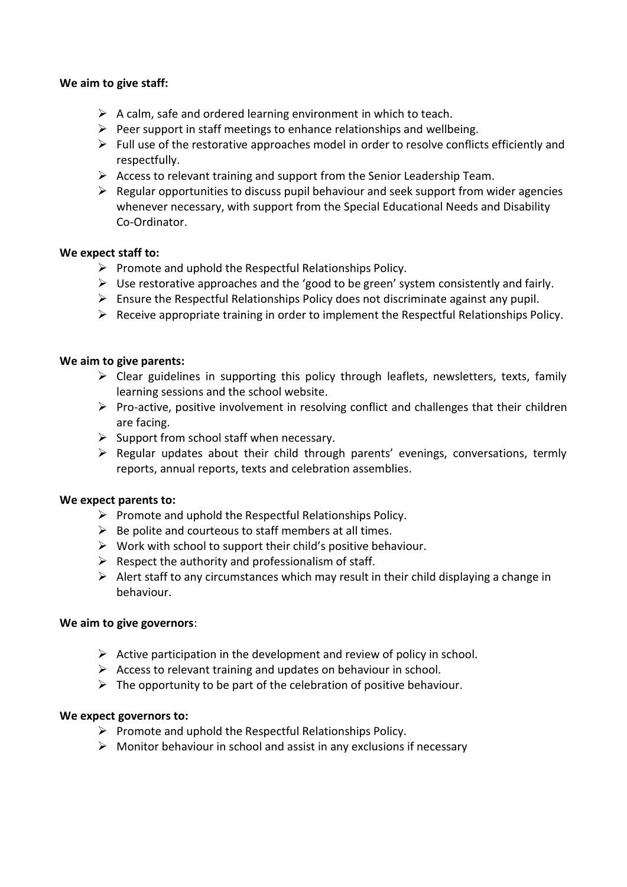**We aim to give staff:**

- A calm, safe and ordered learning environment in which to teach.
- Peer support in staff meetings to enhance relationships and wellbeing.
- Full use of the restorative approaches model in order to resolve conflicts efficiently and respectfully.
- Access to relevant training and support from the Senior Leadership Team.
- Regular opportunities to discuss pupil behaviour and seek support from wider agencies whenever necessary, with support from the Special Educational Needs and Disability Co-Ordinator.

**We expect staff to:**

- Promote and uphold the Respectful Relationships Policy.
- Use restorative approaches and the 'good to be green' system consistently and fairly.
- Ensure the Respectful Relationships Policy does not discriminate against any pupil.
- Receive appropriate training in order to implement the Respectful Relationships Policy.

**We aim to give parents:**

- Clear guidelines in supporting this policy through leaflets, newsletters, texts, family learning sessions and the school website.
- Pro-active, positive involvement in resolving conflict and challenges that their children are facing.
- Support from school staff when necessary.
- Regular updates about their child through parents' evenings, conversations, termly reports, annual reports, texts and celebration assemblies.

**We expect parents to:**

- Promote and uphold the Respectful Relationships Policy.
- Be polite and courteous to staff members at all times.
- Work with school to support their child's positive behaviour.
- Respect the authority and professionalism of staff.
- Alert staff to any circumstances which may result in their child displaying a change in behaviour.

**We aim to give governors**:

- Active participation in the development and review of policy in school.
- Access to relevant training and updates on behaviour in school.
- The opportunity to be part of the celebration of positive behaviour.

**We expect governors to:**

- Promote and uphold the Respectful Relationships Policy.
- Monitor behaviour in school and assist in any exclusions if necessary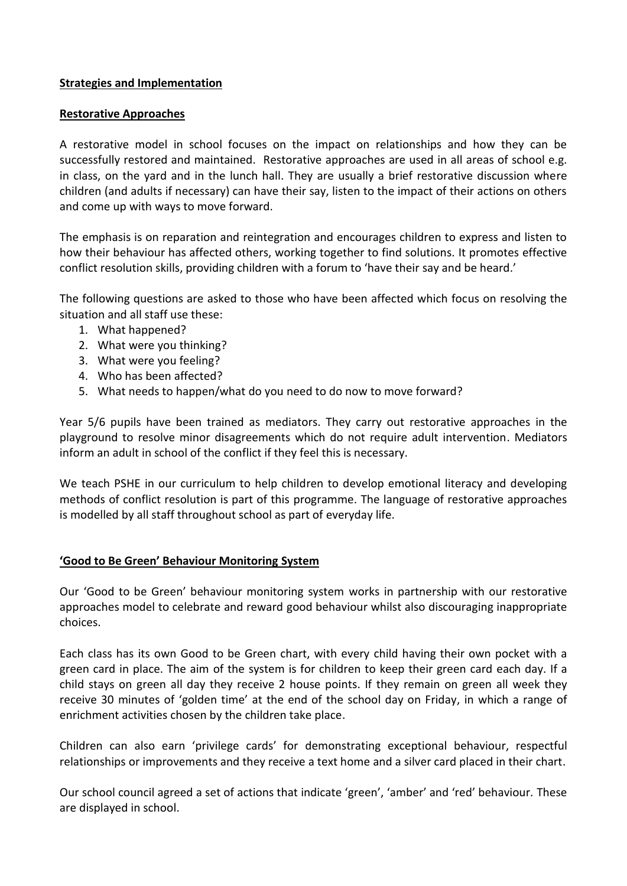**Strategies and Implementation**

**Restorative Approaches**

A restorative model in school focuses on the impact on relationships and how they can be successfully restored and maintained. Restorative approaches are used in all areas of school e.g. in class, on the yard and in the lunch hall. They are usually a brief restorative discussion where children (and adults if necessary) can have their say, listen to the impact of their actions on others and come up with ways to move forward.

The emphasis is on reparation and reintegration and encourages children to express and listen to how their behaviour has affected others, working together to find solutions. It promotes effective conflict resolution skills, providing children with a forum to 'have their say and be heard.'

The following questions are asked to those who have been affected which focus on resolving the situation and all staff use these:

1. What happened?
2. What were you thinking?
3. What were you feeling?
4. Who has been affected?
5. What needs to happen/what do you need to do now to move forward?

Year 5/6 pupils have been trained as mediators. They carry out restorative approaches in the playground to resolve minor disagreements which do not require adult intervention. Mediators inform an adult in school of the conflict if they feel this is necessary.

We teach PSHE in our curriculum to help children to develop emotional literacy and developing methods of conflict resolution is part of this programme. The language of restorative approaches is modelled by all staff throughout school as part of everyday life.

**'Good to Be Green' Behaviour Monitoring System**

Our 'Good to be Green' behaviour monitoring system works in partnership with our restorative approaches model to celebrate and reward good behaviour whilst also discouraging inappropriate choices.

Each class has its own Good to be Green chart, with every child having their own pocket with a green card in place. The aim of the system is for children to keep their green card each day. If a child stays on green all day they receive 2 house points. If they remain on green all week they receive 30 minutes of 'golden time' at the end of the school day on Friday, in which a range of enrichment activities chosen by the children take place.

Children can also earn 'privilege cards' for demonstrating exceptional behaviour, respectful relationships or improvements and they receive a text home and a silver card placed in their chart.

Our school council agreed a set of actions that indicate 'green', 'amber' and 'red' behaviour. These are displayed in school.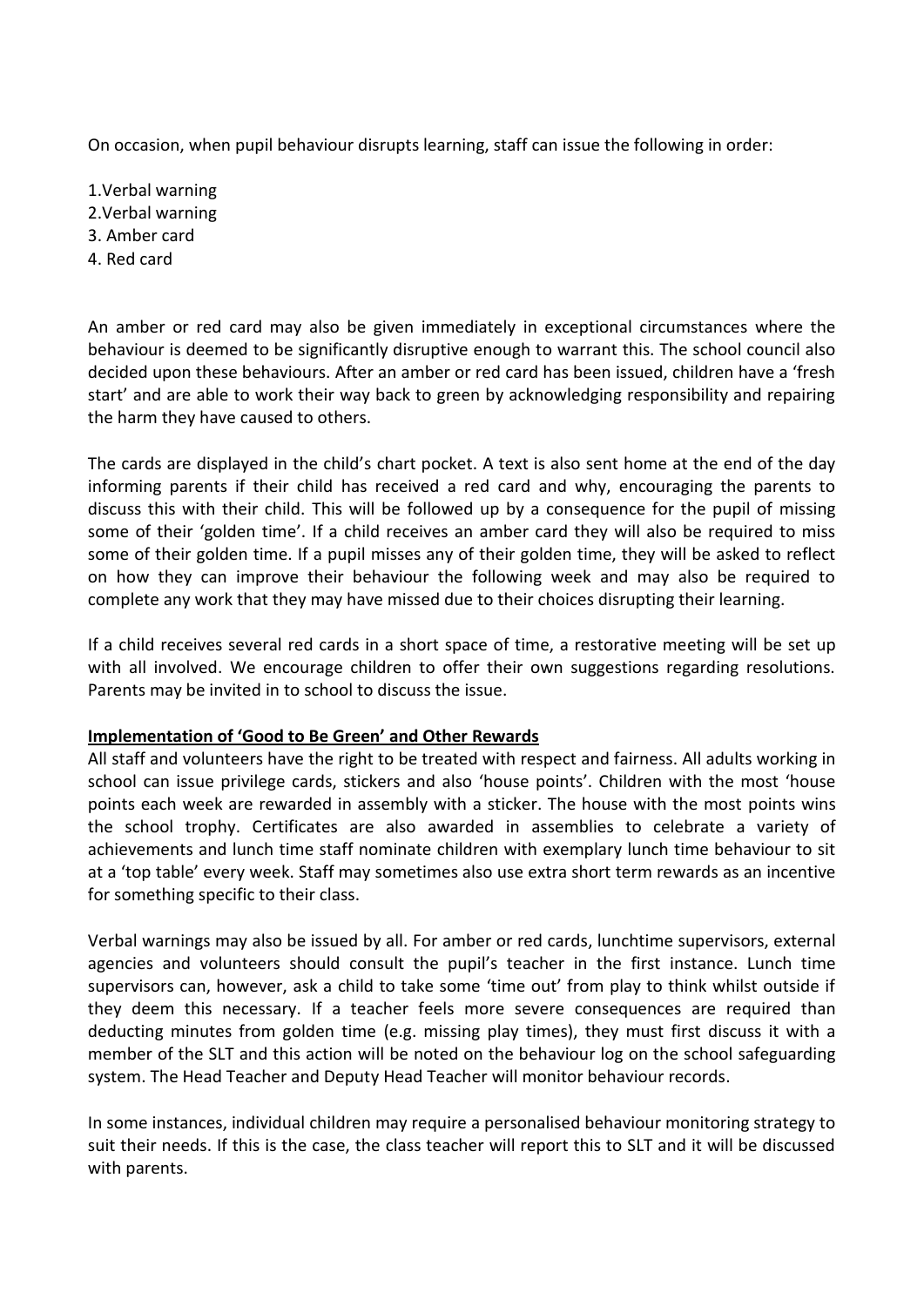On occasion, when pupil behaviour disrupts learning, staff can issue the following in order:

1.Verbal warning
2.Verbal warning
3. Amber card
4. Red card

An amber or red card may also be given immediately in exceptional circumstances where the behaviour is deemed to be significantly disruptive enough to warrant this. The school council also decided upon these behaviours. After an amber or red card has been issued, children have a 'fresh start' and are able to work their way back to green by acknowledging responsibility and repairing the harm they have caused to others.

The cards are displayed in the child's chart pocket. A text is also sent home at the end of the day informing parents if their child has received a red card and why, encouraging the parents to discuss this with their child. This will be followed up by a consequence for the pupil of missing some of their 'golden time'. If a child receives an amber card they will also be required to miss some of their golden time. If a pupil misses any of their golden time, they will be asked to reflect on how they can improve their behaviour the following week and may also be required to complete any work that they may have missed due to their choices disrupting their learning.

If a child receives several red cards in a short space of time, a restorative meeting will be set up with all involved. We encourage children to offer their own suggestions regarding resolutions. Parents may be invited in to school to discuss the issue.

**Implementation of 'Good to Be Green' and Other Rewards**

All staff and volunteers have the right to be treated with respect and fairness. All adults working in school can issue privilege cards, stickers and also 'house points'. Children with the most 'house points each week are rewarded in assembly with a sticker. The house with the most points wins the school trophy. Certificates are also awarded in assemblies to celebrate a variety of achievements and lunch time staff nominate children with exemplary lunch time behaviour to sit at a 'top table' every week. Staff may sometimes also use extra short term rewards as an incentive for something specific to their class.

Verbal warnings may also be issued by all. For amber or red cards, lunchtime supervisors, external agencies and volunteers should consult the pupil's teacher in the first instance. Lunch time supervisors can, however, ask a child to take some 'time out' from play to think whilst outside if they deem this necessary. If a teacher feels more severe consequences are required than deducting minutes from golden time (e.g. missing play times), they must first discuss it with a member of the SLT and this action will be noted on the behaviour log on the school safeguarding system. The Head Teacher and Deputy Head Teacher will monitor behaviour records.

In some instances, individual children may require a personalised behaviour monitoring strategy to suit their needs. If this is the case, the class teacher will report this to SLT and it will be discussed with parents.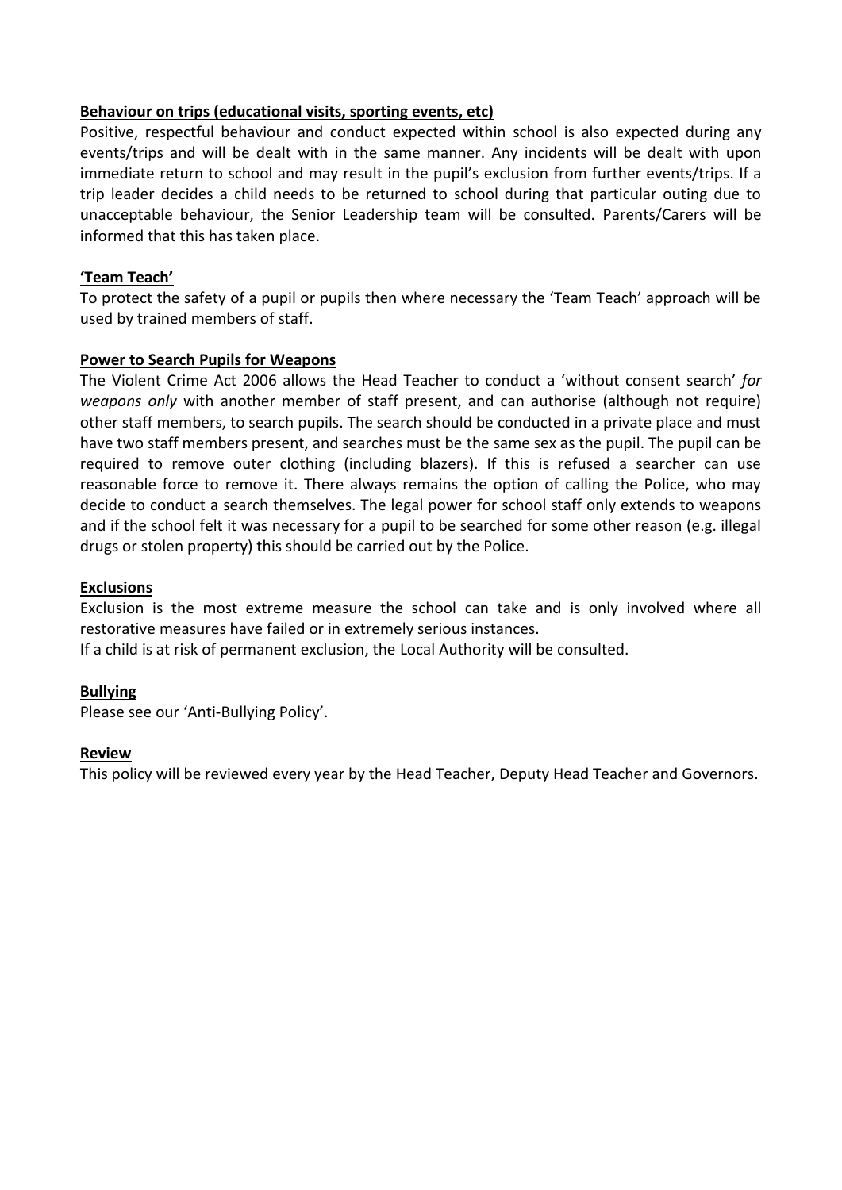**Behaviour on trips (educational visits, sporting events, etc)**

Positive, respectful behaviour and conduct expected within school is also expected during any events/trips and will be dealt with in the same manner. Any incidents will be dealt with upon immediate return to school and may result in the pupil's exclusion from further events/trips. If a trip leader decides a child needs to be returned to school during that particular outing due to unacceptable behaviour, the Senior Leadership team will be consulted. Parents/Carers will be informed that this has taken place.

**'Team Teach'**

To protect the safety of a pupil or pupils then where necessary the 'Team Teach' approach will be used by trained members of staff.

**Power to Search Pupils for Weapons**

The Violent Crime Act 2006 allows the Head Teacher to conduct a 'without consent search' *for weapons only* with another member of staff present, and can authorise (although not require) other staff members, to search pupils. The search should be conducted in a private place and must have two staff members present, and searches must be the same sex as the pupil. The pupil can be required to remove outer clothing (including blazers). If this is refused a searcher can use reasonable force to remove it. There always remains the option of calling the Police, who may decide to conduct a search themselves. The legal power for school staff only extends to weapons and if the school felt it was necessary for a pupil to be searched for some other reason (e.g. illegal drugs or stolen property) this should be carried out by the Police.

**Exclusions**

Exclusion is the most extreme measure the school can take and is only involved where all restorative measures have failed or in extremely serious instances.

If a child is at risk of permanent exclusion, the Local Authority will be consulted.

**Bullying**

Please see our 'Anti-Bullying Policy'.

**Review**

This policy will be reviewed every year by the Head Teacher, Deputy Head Teacher and Governors.